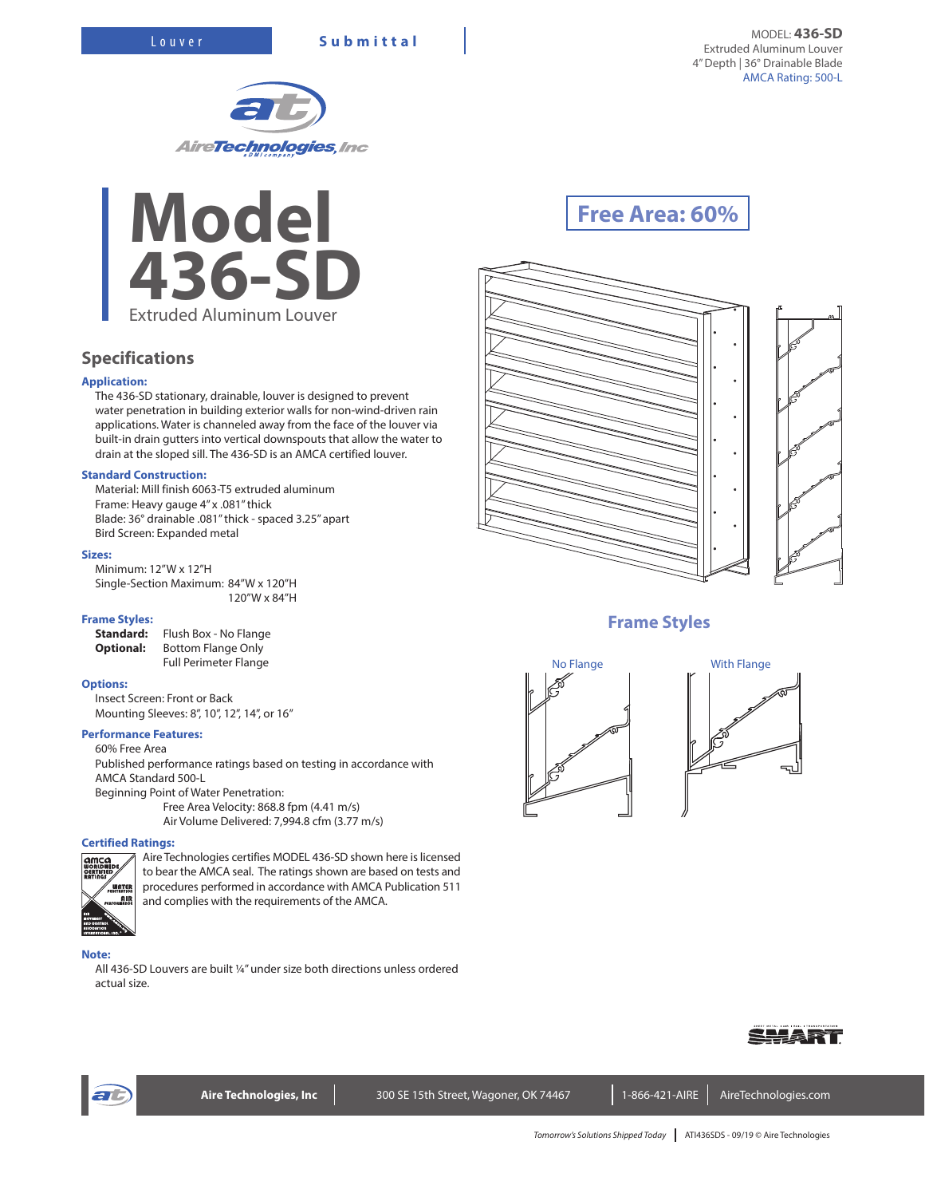Louver **Submittal**

MODEL: **436-SD**
Extruded Aluminum Louver
4" Depth | 36° Drainable Blade
AMCA Rating: 500-L

# Model 436-SD

Extruded Aluminum Louver

**Free Area: 60%**

## Specifications

### Application:

The 436-SD stationary, drainable, louver is designed to prevent water penetration in building exterior walls for non-wind-driven rain applications. Water is channeled away from the face of the louver via built-in drain gutters into vertical downspouts that allow the water to drain at the sloped sill. The 436-SD is an AMCA certified louver.

### Standard Construction:

Material: Mill finish 6063-T5 extruded aluminum
Frame: Heavy gauge 4" x .081" thick
Blade: 36° drainable .081" thick - spaced 3.25" apart
Bird Screen: Expanded metal

### Sizes:

Minimum: 12"W x 12"H
Single-Section Maximum: 84"W x 120"H
120"W x 84"H

### Frame Styles:

**Standard:** Flush Box - No Flange
**Optional:** Bottom Flange Only
Full Perimeter Flange

### Options:

Insect Screen: Front or Back
Mounting Sleeves: 8", 10", 12", 14", or 16"

### Performance Features:

60% Free Area
Published performance ratings based on testing in accordance with AMCA Standard 500-L
Beginning Point of Water Penetration:
Free Area Velocity: 868.8 fpm (4.41 m/s)
Air Volume Delivered: 7,994.8 cfm (3.77 m/s)

### Certified Ratings:

Aire Technologies certifies MODEL 436-SD shown here is licensed to bear the AMCA seal. The ratings shown are based on tests and procedures performed in accordance with AMCA Publication 511 and complies with the requirements of the AMCA.

### Note:

All 436-SD Louvers are built ¼" under size both directions unless ordered actual size.

## Frame Styles

No Flange

With Flange

Aire Technologies, Inc | 300 SE 15th Street, Wagoner, OK 74467 | 1-866-421-AIRE | AireTechnologies.com

*Tomorrow's Solutions Shipped Today* | ATI436SDS - 09/19 © Aire Technologies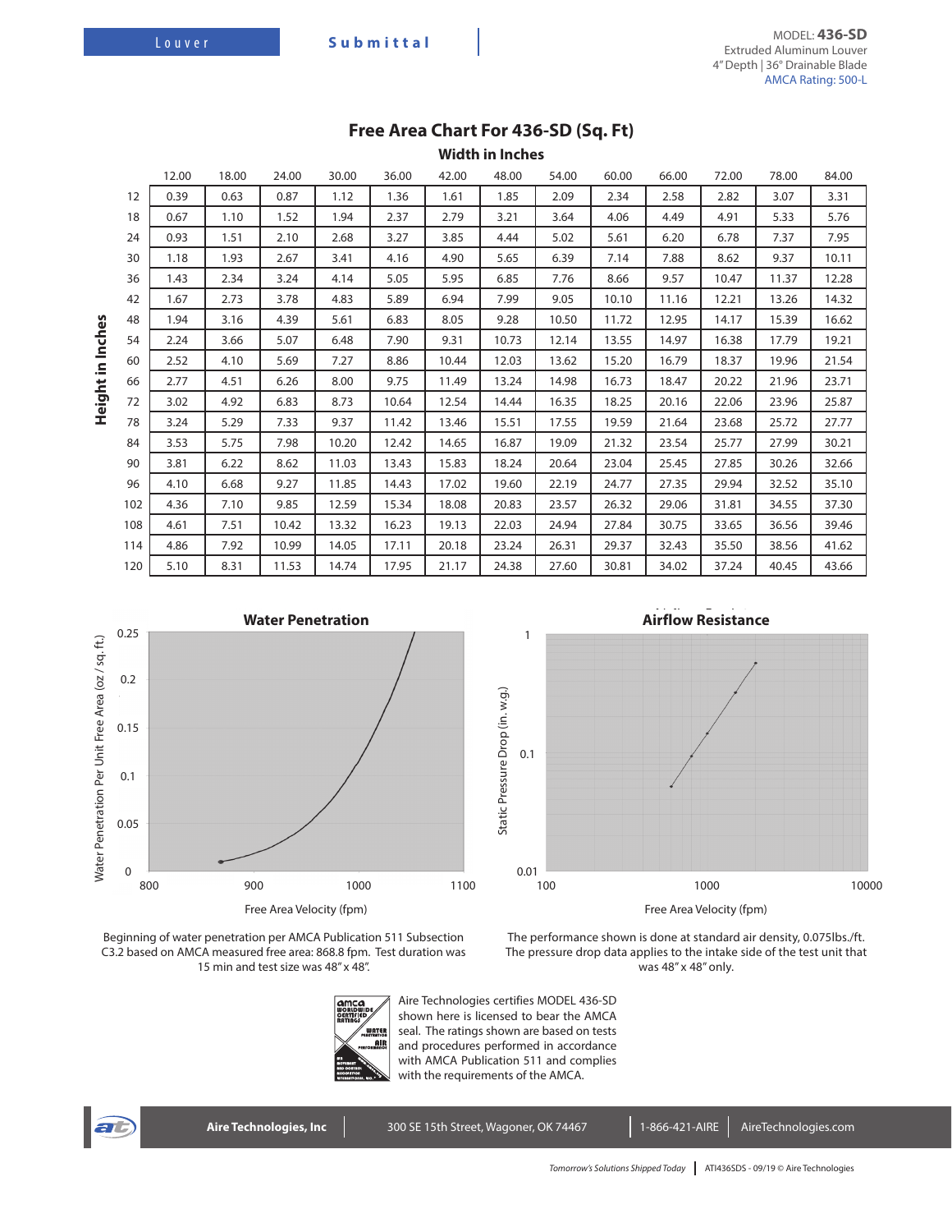Louver **Submittal**

MODEL: **436-SD**
Extruded Aluminum Louver
4" Depth | 36° Drainable Blade
AMCA Rating: 500-L

## Free Area Chart For 436-SD (Sq. Ft)

**Width in Inches** (columns) / **Height in Inches** (rows)

| | 12.00 | 18.00 | 24.00 | 30.00 | 36.00 | 42.00 | 48.00 | 54.00 | 60.00 | 66.00 | 72.00 | 78.00 | 84.00 |
|---|---|---|---|---|---|---|---|---|---|---|---|---|---|
| 12 | 0.39 | 0.63 | 0.87 | 1.12 | 1.36 | 1.61 | 1.85 | 2.09 | 2.34 | 2.58 | 2.82 | 3.07 | 3.31 |
| 18 | 0.67 | 1.10 | 1.52 | 1.94 | 2.37 | 2.79 | 3.21 | 3.64 | 4.06 | 4.49 | 4.91 | 5.33 | 5.76 |
| 24 | 0.93 | 1.51 | 2.10 | 2.68 | 3.27 | 3.85 | 4.44 | 5.02 | 5.61 | 6.20 | 6.78 | 7.37 | 7.95 |
| 30 | 1.18 | 1.93 | 2.67 | 3.41 | 4.16 | 4.90 | 5.65 | 6.39 | 7.14 | 7.88 | 8.62 | 9.37 | 10.11 |
| 36 | 1.43 | 2.34 | 3.24 | 4.14 | 5.05 | 5.95 | 6.85 | 7.76 | 8.66 | 9.57 | 10.47 | 11.37 | 12.28 |
| 42 | 1.67 | 2.73 | 3.78 | 4.83 | 5.89 | 6.94 | 7.99 | 9.05 | 10.10 | 11.16 | 12.21 | 13.26 | 14.32 |
| 48 | 1.94 | 3.16 | 4.39 | 5.61 | 6.83 | 8.05 | 9.28 | 10.50 | 11.72 | 12.95 | 14.17 | 15.39 | 16.62 |
| 54 | 2.24 | 3.66 | 5.07 | 6.48 | 7.90 | 9.31 | 10.73 | 12.14 | 13.55 | 14.97 | 16.38 | 17.79 | 19.21 |
| 60 | 2.52 | 4.10 | 5.69 | 7.27 | 8.86 | 10.44 | 12.03 | 13.62 | 15.20 | 16.79 | 18.37 | 19.96 | 21.54 |
| 66 | 2.77 | 4.51 | 6.26 | 8.00 | 9.75 | 11.49 | 13.24 | 14.98 | 16.73 | 18.47 | 20.22 | 21.96 | 23.71 |
| 72 | 3.02 | 4.92 | 6.83 | 8.73 | 10.64 | 12.54 | 14.44 | 16.35 | 18.25 | 20.16 | 22.06 | 23.96 | 25.87 |
| 78 | 3.24 | 5.29 | 7.33 | 9.37 | 11.42 | 13.46 | 15.51 | 17.55 | 19.59 | 21.64 | 23.68 | 25.72 | 27.77 |
| 84 | 3.53 | 5.75 | 7.98 | 10.20 | 12.42 | 14.65 | 16.87 | 19.09 | 21.32 | 23.54 | 25.77 | 27.99 | 30.21 |
| 90 | 3.81 | 6.22 | 8.62 | 11.03 | 13.43 | 15.83 | 18.24 | 20.64 | 23.04 | 25.45 | 27.85 | 30.26 | 32.66 |
| 96 | 4.10 | 6.68 | 9.27 | 11.85 | 14.43 | 17.02 | 19.60 | 22.19 | 24.77 | 27.35 | 29.94 | 32.52 | 35.10 |
| 102 | 4.36 | 7.10 | 9.85 | 12.59 | 15.34 | 18.08 | 20.83 | 23.57 | 26.32 | 29.06 | 31.81 | 34.55 | 37.30 |
| 108 | 4.61 | 7.51 | 10.42 | 13.32 | 16.23 | 19.13 | 22.03 | 24.94 | 27.84 | 30.75 | 33.65 | 36.56 | 39.46 |
| 114 | 4.86 | 7.92 | 10.99 | 14.05 | 17.11 | 20.18 | 23.24 | 26.31 | 29.37 | 32.43 | 35.50 | 38.56 | 41.62 |
| 120 | 5.10 | 8.31 | 11.53 | 14.74 | 17.95 | 21.17 | 24.38 | 27.60 | 30.81 | 34.02 | 37.24 | 40.45 | 43.66 |

**Water Penetration**

Water Penetration Per Unit Free Area (oz / sq. ft.)
0.25
0.2
0.15
0.1
0.05
0
800
900
1000
1100
Free Area Velocity (fpm)

Beginning of water penetration per AMCA Publication 511 Subsection C3.2 based on AMCA measured free area: 868.8 fpm. Test duration was 15 min and test size was 48" x 48".

**Airflow Resistance**

Static Pressure Drop (in. w.g.)
1
0.1
0.01
100
1000
10000
Free Area Velocity (fpm)

The performance shown is done at standard air density, 0.075lbs./ft. The pressure drop data applies to the intake side of the test unit that was 48" x 48" only.

Aire Technologies certifies MODEL 436-SD shown here is licensed to bear the AMCA seal. The ratings shown are based on tests and procedures performed in accordance with AMCA Publication 511 and complies with the requirements of the AMCA.

**Aire Technologies, Inc** | 300 SE 15th Street, Wagoner, OK 74467 | 1-866-421-AIRE | AireTechnologies.com

*Tomorrow's Solutions Shipped Today* | ATI436SDS - 09/19 © Aire Technologies